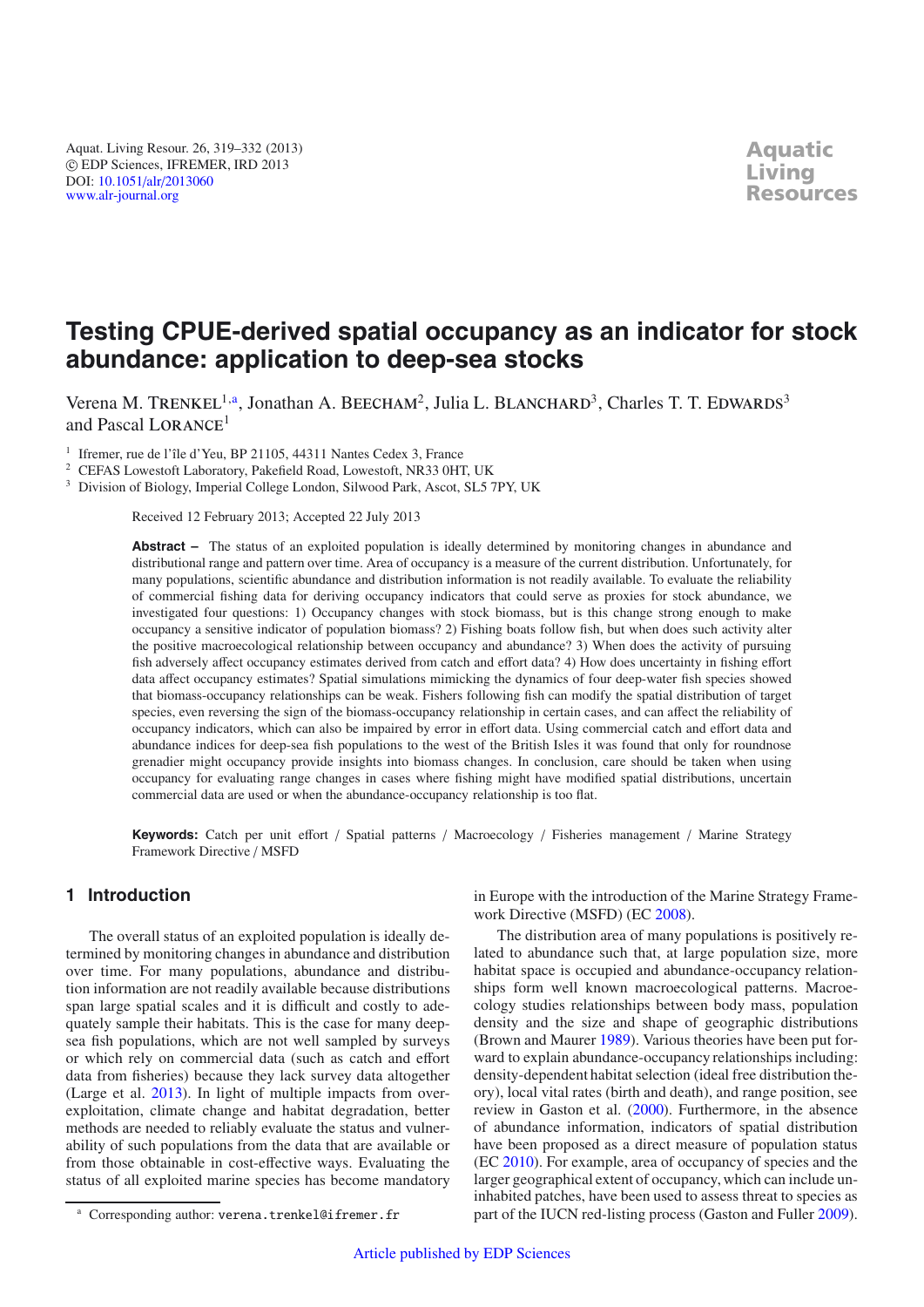# Testing CPUE-derived spatial occupancy as an indicator for stock abundance: application to deep-sea stocks

Verena M. Trenkel[1,a], Jonathan A. Beecham[2], Julia L. Blanchard[3], Charles T. T. Edwards[3] and Pascal Lorance[1]

[1] Ifremer, rue de l'île d'Yeu, BP 21105, 44311 Nantes Cedex 3, France
[2] CEFAS Lowestoft Laboratory, Pakefield Road, Lowestoft, NR33 0HT, UK
[3] Division of Biology, Imperial College London, Silwood Park, Ascot, SL5 7PY, UK

Received 12 February 2013; Accepted 22 July 2013

**Abstract –** The status of an exploited population is ideally determined by monitoring changes in abundance and distributional range and pattern over time. Area of occupancy is a measure of the current distribution. Unfortunately, for many populations, scientific abundance and distribution information is not readily available. To evaluate the reliability of commercial fishing data for deriving occupancy indicators that could serve as proxies for stock abundance, we investigated four questions: 1) Occupancy changes with stock biomass, but is this change strong enough to make occupancy a sensitive indicator of population biomass? 2) Fishing boats follow fish, but when does such activity alter the positive macroecological relationship between occupancy and abundance? 3) When does the activity of pursuing fish adversely affect occupancy estimates derived from catch and effort data? 4) How does uncertainty in fishing effort data affect occupancy estimates? Spatial simulations mimicking the dynamics of four deep-water fish species showed that biomass-occupancy relationships can be weak. Fishers following fish can modify the spatial distribution of target species, even reversing the sign of the biomass-occupancy relationship in certain cases, and can affect the reliability of occupancy indicators, which can also be impaired by error in effort data. Using commercial catch and effort data and abundance indices for deep-sea fish populations to the west of the British Isles it was found that only for roundnose grenadier might occupancy provide insights into biomass changes. In conclusion, care should be taken when using occupancy for evaluating range changes in cases where fishing might have modified spatial distributions, uncertain commercial data are used or when the abundance-occupancy relationship is too flat.

**Keywords:** Catch per unit effort / Spatial patterns / Macroecology / Fisheries management / Marine Strategy Framework Directive / MSFD

## 1 Introduction

The overall status of an exploited population is ideally determined by monitoring changes in abundance and distribution over time. For many populations, abundance and distribution information are not readily available because distributions span large spatial scales and it is difficult and costly to adequately sample their habitats. This is the case for many deep-sea fish populations, which are not well sampled by surveys or which rely on commercial data (such as catch and effort data from fisheries) because they lack survey data altogether (Large et al. 2013). In light of multiple impacts from over-exploitation, climate change and habitat degradation, better methods are needed to reliably evaluate the status and vulnerability of such populations from the data that are available or from those obtainable in cost-effective ways. Evaluating the status of all exploited marine species has become mandatory in Europe with the introduction of the Marine Strategy Framework Directive (MSFD) (EC 2008).

The distribution area of many populations is positively related to abundance such that, at large population size, more habitat space is occupied and abundance-occupancy relationships form well known macroecological patterns. Macroecology studies relationships between body mass, population density and the size and shape of geographic distributions (Brown and Maurer 1989). Various theories have been put forward to explain abundance-occupancy relationships including: density-dependent habitat selection (ideal free distribution theory), local vital rates (birth and death), and range position, see review in Gaston et al. (2000). Furthermore, in the absence of abundance information, indicators of spatial distribution have been proposed as a direct measure of population status (EC 2010). For example, area of occupancy of species and the larger geographical extent of occupancy, which can include uninhabited patches, have been used to assess threat to species as part of the IUCN red-listing process (Gaston and Fuller 2009).

[a] Corresponding author: verena.trenkel@ifremer.fr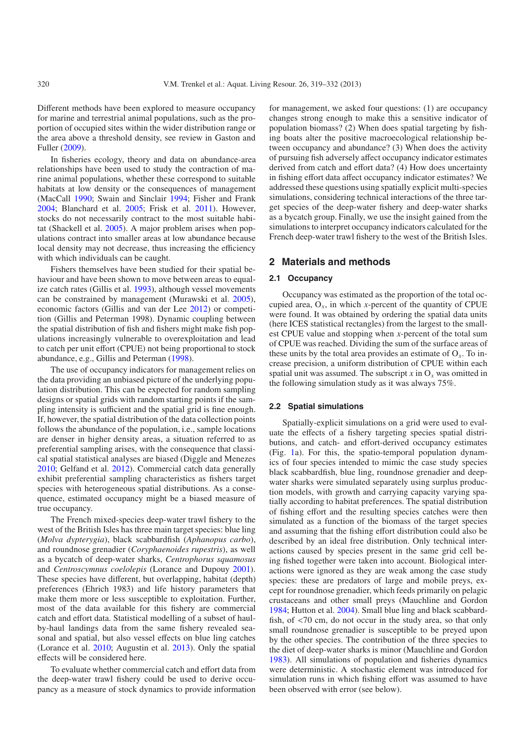Different methods have been explored to measure occupancy for marine and terrestrial animal populations, such as the proportion of occupied sites within the wider distribution range or the area above a threshold density, see review in Gaston and Fuller (2009).

In fisheries ecology, theory and data on abundance-area relationships have been used to study the contraction of marine animal populations, whether these correspond to suitable habitats at low density or the consequences of management (MacCall 1990; Swain and Sinclair 1994; Fisher and Frank 2004; Blanchard et al. 2005; Frisk et al. 2011). However, stocks do not necessarily contract to the most suitable habitat (Shackell et al. 2005). A major problem arises when populations contract into smaller areas at low abundance because local density may not decrease, thus increasing the efficiency with which individuals can be caught.

Fishers themselves have been studied for their spatial behaviour and have been shown to move between areas to equalize catch rates (Gillis et al. 1993), although vessel movements can be constrained by management (Murawski et al. 2005), economic factors (Gillis and van der Lee 2012) or competition (Gillis and Peterman 1998). Dynamic coupling between the spatial distribution of fish and fishers might make fish populations increasingly vulnerable to overexploitation and lead to catch per unit effort (CPUE) not being proportional to stock abundance, e.g., Gillis and Peterman (1998).

The use of occupancy indicators for management relies on the data providing an unbiased picture of the underlying population distribution. This can be expected for random sampling designs or spatial grids with random starting points if the sampling intensity is sufficient and the spatial grid is fine enough. If, however, the spatial distribution of the data collection points follows the abundance of the population, i.e., sample locations are denser in higher density areas, a situation referred to as preferential sampling arises, with the consequence that classical spatial statistical analyses are biased (Diggle and Menezes 2010; Gelfand et al. 2012). Commercial catch data generally exhibit preferential sampling characteristics as fishers target species with heterogeneous spatial distributions. As a consequence, estimated occupancy might be a biased measure of true occupancy.

The French mixed-species deep-water trawl fishery to the west of the British Isles has three main target species: blue ling (*Molva dypterygia*), black scabbardfish (*Aphanopus carbo*), and roundnose grenadier (*Coryphaenoides rupestris*), as well as a bycatch of deep-water sharks, *Centrophorus squamosus* and *Centroscymnus coelolepis* (Lorance and Dupouy 2001). These species have different, but overlapping, habitat (depth) preferences (Ehrich 1983) and life history parameters that make them more or less susceptible to exploitation. Further, most of the data available for this fishery are commercial catch and effort data. Statistical modelling of a subset of haul-by-haul landings data from the same fishery revealed seasonal and spatial, but also vessel effects on blue ling catches (Lorance et al. 2010; Augustin et al. 2013). Only the spatial effects will be considered here.

To evaluate whether commercial catch and effort data from the deep-water trawl fishery could be used to derive occupancy as a measure of stock dynamics to provide information for management, we asked four questions: (1) are occupancy changes strong enough to make this a sensitive indicator of population biomass? (2) When does spatial targeting by fishing boats alter the positive macroecological relationship between occupancy and abundance? (3) When does the activity of pursuing fish adversely affect occupancy indicator estimates derived from catch and effort data? (4) How does uncertainty in fishing effort data affect occupancy indicator estimates? We addressed these questions using spatially explicit multi-species simulations, considering technical interactions of the three target species of the deep-water fishery and deep-water sharks as a bycatch group. Finally, we use the insight gained from the simulations to interpret occupancy indicators calculated for the French deep-water trawl fishery to the west of the British Isles.

## 2 Materials and methods

### 2.1 Occupancy

Occupancy was estimated as the proportion of the total occupied area, $O_x$, in which $x$-percent of the quantity of CPUE were found. It was obtained by ordering the spatial data units (here ICES statistical rectangles) from the largest to the smallest CPUE value and stopping when $x$-percent of the total sum of CPUE was reached. Dividing the sum of the surface areas of these units by the total area provides an estimate of $O_x$. To increase precision, a uniform distribution of CPUE within each spatial unit was assumed. The subscript $x$ in $O_x$ was omitted in the following simulation study as it was always 75%.

### 2.2 Spatial simulations

Spatially-explicit simulations on a grid were used to evaluate the effects of a fishery targeting species spatial distributions, and catch- and effort-derived occupancy estimates (Fig. 1a). For this, the spatio-temporal population dynamics of four species intended to mimic the case study species black scabbardfish, blue ling, roundnose grenadier and deep-water sharks were simulated separately using surplus production models, with growth and carrying capacity varying spatially according to habitat preferences. The spatial distribution of fishing effort and the resulting species catches were then simulated as a function of the biomass of the target species and assuming that the fishing effort distribution could also be described by an ideal free distribution. Only technical interactions caused by species present in the same grid cell being fished together were taken into account. Biological interactions were ignored as they are weak among the case study species: these are predators of large and mobile preys, except for roundnose grenadier, which feeds primarily on pelagic crustaceans and other small preys (Mauchline and Gordon 1984; Hutton et al. 2004). Small blue ling and black scabbardfish, of <70 cm, do not occur in the study area, so that only small roundnose grenadier is susceptible to be preyed upon by the other species. The contribution of the three species to the diet of deep-water sharks is minor (Mauchline and Gordon 1983). All simulations of population and fisheries dynamics were deterministic. A stochastic element was introduced for simulation runs in which fishing effort was assumed to have been observed with error (see below).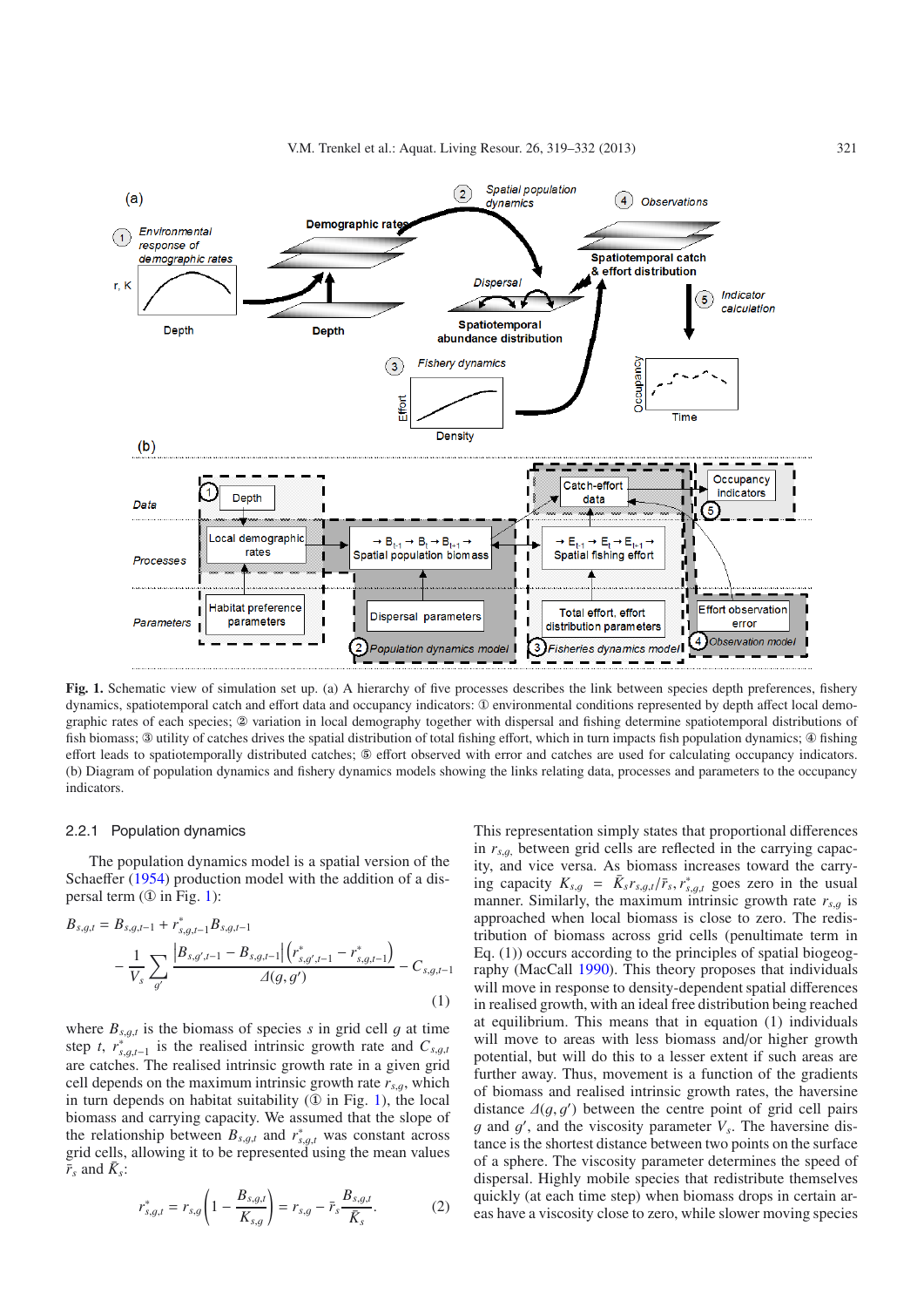**Fig. 1.** Schematic view of simulation set up. (a) A hierarchy of five processes describes the link between species depth preferences, fishery dynamics, spatiotemporal catch and effort data and occupancy indicators: ① environmental conditions represented by depth affect local demographic rates of each species; ② variation in local demography together with dispersal and fishing determine spatiotemporal distributions of fish biomass; ③ utility of catches drives the spatial distribution of total fishing effort, which in turn impacts fish population dynamics; ④ fishing effort leads to spatiotemporally distributed catches; ⑤ effort observed with error and catches are used for calculating occupancy indicators. (b) Diagram of population dynamics and fishery dynamics models showing the links relating data, processes and parameters to the occupancy indicators.

### 2.2.1 Population dynamics

The population dynamics model is a spatial version of the Schaeffer (1954) production model with the addition of a dispersal term (① in Fig. 1):

$$B_{s,g,t} = B_{s,g,t-1} + r^*_{s,g,t-1} B_{s,g,t-1} - \frac{1}{V_s} \sum_{g'} \frac{\left|B_{s,g',t-1} - B_{s,g,t-1}\right| \left(r^*_{s,g',t-1} - r^*_{s,g,t-1}\right)}{\Delta(g, g')} - C_{s,g,t-1} \quad (1)$$

where $B_{s,g,t}$ is the biomass of species $s$ in grid cell $g$ at time step $t$, $r^*_{s,g,t-1}$ is the realised intrinsic growth rate and $C_{s,g,t}$ are catches. The realised intrinsic growth rate in a given grid cell depends on the maximum intrinsic growth rate $r_{s,g}$, which in turn depends on habitat suitability (① in Fig. 1), the local biomass and carrying capacity. We assumed that the slope of the relationship between $B_{s,g,t}$ and $r^*_{s,g,t}$ was constant across grid cells, allowing it to be represented using the mean values $\bar{r}_s$ and $\bar{K}_s$:

$$r^*_{s,g,t} = r_{s,g}\left(1 - \frac{B_{s,g,t}}{K_{s,g}}\right) = r_{s,g} - \bar{r}_s \frac{B_{s,g,t}}{\bar{K}_s}. \quad (2)$$

This representation simply states that proportional differences in $r_{s,g}$, between grid cells are reflected in the carrying capacity, and vice versa. As biomass increases toward the carrying capacity $K_{s,g} = \bar{K}_s r_{s,g,t}/\bar{r}_s, r^*_{s,g,t}$ goes zero in the usual manner. Similarly, the maximum intrinsic growth rate $r_{s,g}$ is approached when local biomass is close to zero. The redistribution of biomass across grid cells (penultimate term in Eq. (1)) occurs according to the principles of spatial biogeography (MacCall 1990). This theory proposes that individuals will move in response to density-dependent spatial differences in realised growth, with an ideal free distribution being reached at equilibrium. This means that in equation (1) individuals will move to areas with less biomass and/or higher growth potential, but will do this to a lesser extent if such areas are further away. Thus, movement is a function of the gradients of biomass and realised intrinsic growth rates, the haversine distance $\Delta(g, g')$ between the centre point of grid cell pairs $g$ and $g'$, and the viscosity parameter $V_s$. The haversine distance is the shortest distance between two points on the surface of a sphere. The viscosity parameter determines the speed of dispersal. Highly mobile species that redistribute themselves quickly (at each time step) when biomass drops in certain areas have a viscosity close to zero, while slower moving species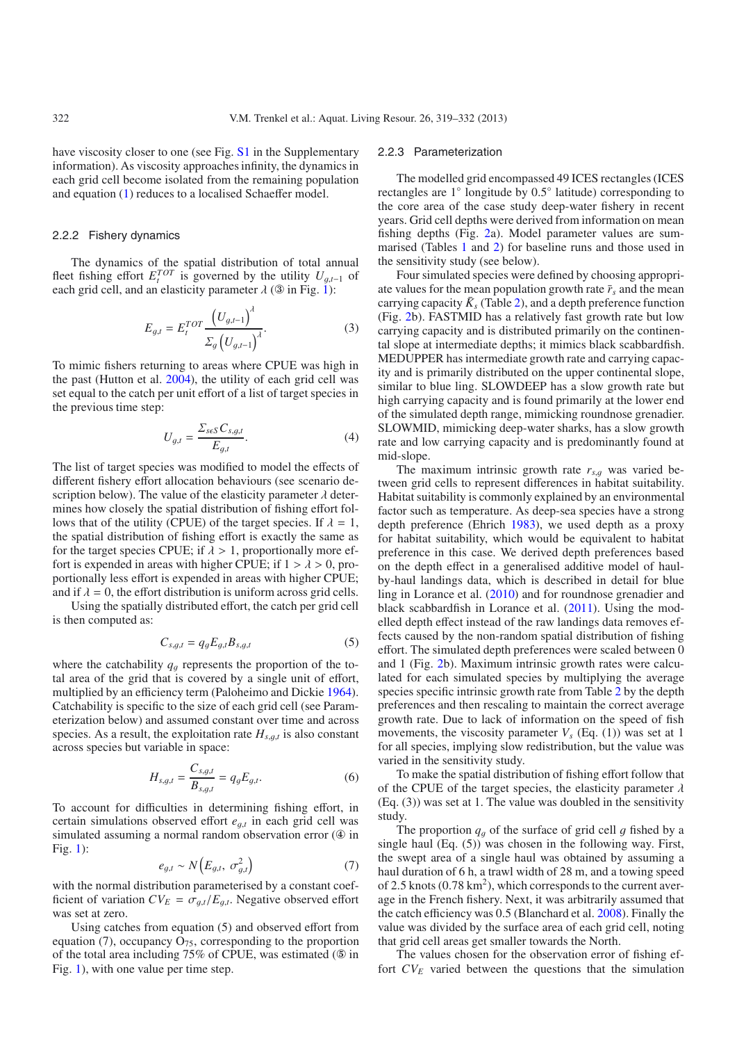have viscosity closer to one (see Fig. S1 in the Supplementary information). As viscosity approaches infinity, the dynamics in each grid cell become isolated from the remaining population and equation (1) reduces to a localised Schaeffer model.

### 2.2.2 Fishery dynamics

The dynamics of the spatial distribution of total annual fleet fishing effort $E_t^{TOT}$ is governed by the utility $U_{g,t-1}$ of each grid cell, and an elasticity parameter $\lambda$ (③ in Fig. 1):

$$E_{g,t} = E_t^{TOT} \frac{\left(U_{g,t-1}\right)^{\lambda}}{\Sigma_g \left(U_{g,t-1}\right)^{\lambda}}. \tag{3}$$

To mimic fishers returning to areas where CPUE was high in the past (Hutton et al. 2004), the utility of each grid cell was set equal to the catch per unit effort of a list of target species in the previous time step:

$$U_{g,t} = \frac{\Sigma_{s \epsilon S} C_{s,g,t}}{E_{g,t}}. \tag{4}$$

The list of target species was modified to model the effects of different fishery effort allocation behaviours (see scenario description below). The value of the elasticity parameter $\lambda$ determines how closely the spatial distribution of fishing effort follows that of the utility (CPUE) of the target species. If $\lambda = 1$, the spatial distribution of fishing effort is exactly the same as for the target species CPUE; if $\lambda > 1$, proportionally more effort is expended in areas with higher CPUE; if $1 > \lambda > 0$, proportionally less effort is expended in areas with higher CPUE; and if $\lambda = 0$, the effort distribution is uniform across grid cells.

Using the spatially distributed effort, the catch per grid cell is then computed as:

$$C_{s,g,t} = q_g E_{g,t} B_{s,g,t} \tag{5}$$

where the catchability $q_g$ represents the proportion of the total area of the grid that is covered by a single unit of effort, multiplied by an efficiency term (Paloheimo and Dickie 1964). Catchability is specific to the size of each grid cell (see Parameterization below) and assumed constant over time and across species. As a result, the exploitation rate $H_{s,g,t}$ is also constant across species but variable in space:

$$H_{s,g,t} = \frac{C_{s,g,t}}{B_{s,g,t}} = q_g E_{g,t}. \tag{6}$$

To account for difficulties in determining fishing effort, in certain simulations observed effort $e_{g,t}$ in each grid cell was simulated assuming a normal random observation error (④ in Fig. 1):

$$e_{g,t} \sim N\left(E_{g,t},\ \sigma_{g,t}^2\right) \tag{7}$$

with the normal distribution parameterised by a constant coefficient of variation $CV_E = \sigma_{g,t}/E_{g,t}$. Negative observed effort was set at zero.

Using catches from equation (5) and observed effort from equation (7), occupancy $O_{75}$, corresponding to the proportion of the total area including 75% of CPUE, was estimated (⑤ in Fig. 1), with one value per time step.

### 2.2.3 Parameterization

The modelled grid encompassed 49 ICES rectangles (ICES rectangles are 1° longitude by 0.5° latitude) corresponding to the core area of the case study deep-water fishery in recent years. Grid cell depths were derived from information on mean fishing depths (Fig. 2a). Model parameter values are summarised (Tables 1 and 2) for baseline runs and those used in the sensitivity study (see below).

Four simulated species were defined by choosing appropriate values for the mean population growth rate $\bar{r}_s$ and the mean carrying capacity $\bar{K}_s$ (Table 2), and a depth preference function (Fig. 2b). FASTMID has a relatively fast growth rate but low carrying capacity and is distributed primarily on the continental slope at intermediate depths; it mimics black scabbardfish. MEDUPPER has intermediate growth rate and carrying capacity and is primarily distributed on the upper continental slope, similar to blue ling. SLOWDEEP has a slow growth rate but high carrying capacity and is found primarily at the lower end of the simulated depth range, mimicking roundnose grenadier. SLOWMID, mimicking deep-water sharks, has a slow growth rate and low carrying capacity and is predominantly found at mid-slope.

The maximum intrinsic growth rate $r_{s,g}$ was varied between grid cells to represent differences in habitat suitability. Habitat suitability is commonly explained by an environmental factor such as temperature. As deep-sea species have a strong depth preference (Ehrich 1983), we used depth as a proxy for habitat suitability, which would be equivalent to habitat preference in this case. We derived depth preferences based on the depth effect in a generalised additive model of haul-by-haul landings data, which is described in detail for blue ling in Lorance et al. (2010) and for roundnose grenadier and black scabbardfish in Lorance et al. (2011). Using the modelled depth effect instead of the raw landings data removes effects caused by the non-random spatial distribution of fishing effort. The simulated depth preferences were scaled between 0 and 1 (Fig. 2b). Maximum intrinsic growth rates were calculated for each simulated species by multiplying the average species specific intrinsic growth rate from Table 2 by the depth preferences and then rescaling to maintain the correct average growth rate. Due to lack of information on the speed of fish movements, the viscosity parameter $V_s$ (Eq. (1)) was set at 1 for all species, implying slow redistribution, but the value was varied in the sensitivity study.

To make the spatial distribution of fishing effort follow that of the CPUE of the target species, the elasticity parameter $\lambda$ (Eq. (3)) was set at 1. The value was doubled in the sensitivity study.

The proportion $q_g$ of the surface of grid cell $g$ fished by a single haul (Eq. (5)) was chosen in the following way. First, the swept area of a single haul was obtained by assuming a haul duration of 6 h, a trawl width of 28 m, and a towing speed of 2.5 knots (0.78 km$^2$), which corresponds to the current average in the French fishery. Next, it was arbitrarily assumed that the catch efficiency was 0.5 (Blanchard et al. 2008). Finally the value was divided by the surface area of each grid cell, noting that grid cell areas get smaller towards the North.

The values chosen for the observation error of fishing effort $CV_E$ varied between the questions that the simulation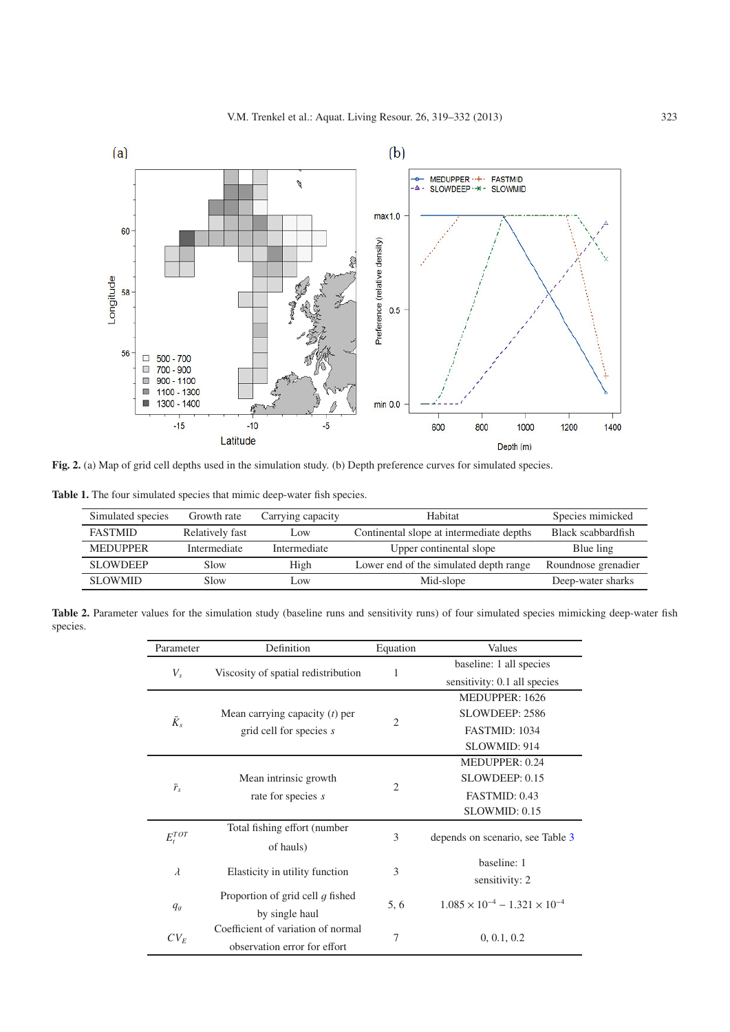**Fig. 2.** (a) Map of grid cell depths used in the simulation study. (b) Depth preference curves for simulated species.

**Table 1.** The four simulated species that mimic deep-water fish species.

| Simulated species | Growth rate | Carrying capacity | Habitat | Species mimicked |
|---|---|---|---|---|
| FASTMID | Relatively fast | Low | Continental slope at intermediate depths | Black scabbardfish |
| MEDUPPER | Intermediate | Intermediate | Upper continental slope | Blue ling |
| SLOWDEEP | Slow | High | Lower end of the simulated depth range | Roundnose grenadier |
| SLOWMID | Slow | Low | Mid-slope | Deep-water sharks |

**Table 2.** Parameter values for the simulation study (baseline runs and sensitivity runs) of four simulated species mimicking deep-water fish species.

| Parameter | Definition | Equation | Values |
|---|---|---|---|
| $V_s$ | Viscosity of spatial redistribution | 1 | baseline: 1 all species<br>sensitivity: 0.1 all species |
| $\bar{K}_s$ | Mean carrying capacity ($t$) per grid cell for species $s$ | 2 | MEDUPPER: 1626<br>SLOWDEEP: 2586<br>FASTMID: 1034<br>SLOWMID: 914 |
| $\bar{r}_s$ | Mean intrinsic growth rate for species $s$ | 2 | MEDUPPER: 0.24<br>SLOWDEEP: 0.15<br>FASTMID: 0.43<br>SLOWMID: 0.15 |
| $E_t^{TOT}$ | Total fishing effort (number of hauls) | 3 | depends on scenario, see Table 3 |
| $\lambda$ | Elasticity in utility function | 3 | baseline: 1<br>sensitivity: 2 |
| $q_g$ | Proportion of grid cell $g$ fished by single haul | 5, 6 | $1.085 \times 10^{-4} - 1.321 \times 10^{-4}$ |
| $CV_E$ | Coefficient of variation of normal observation error for effort | 7 | 0, 0.1, 0.2 |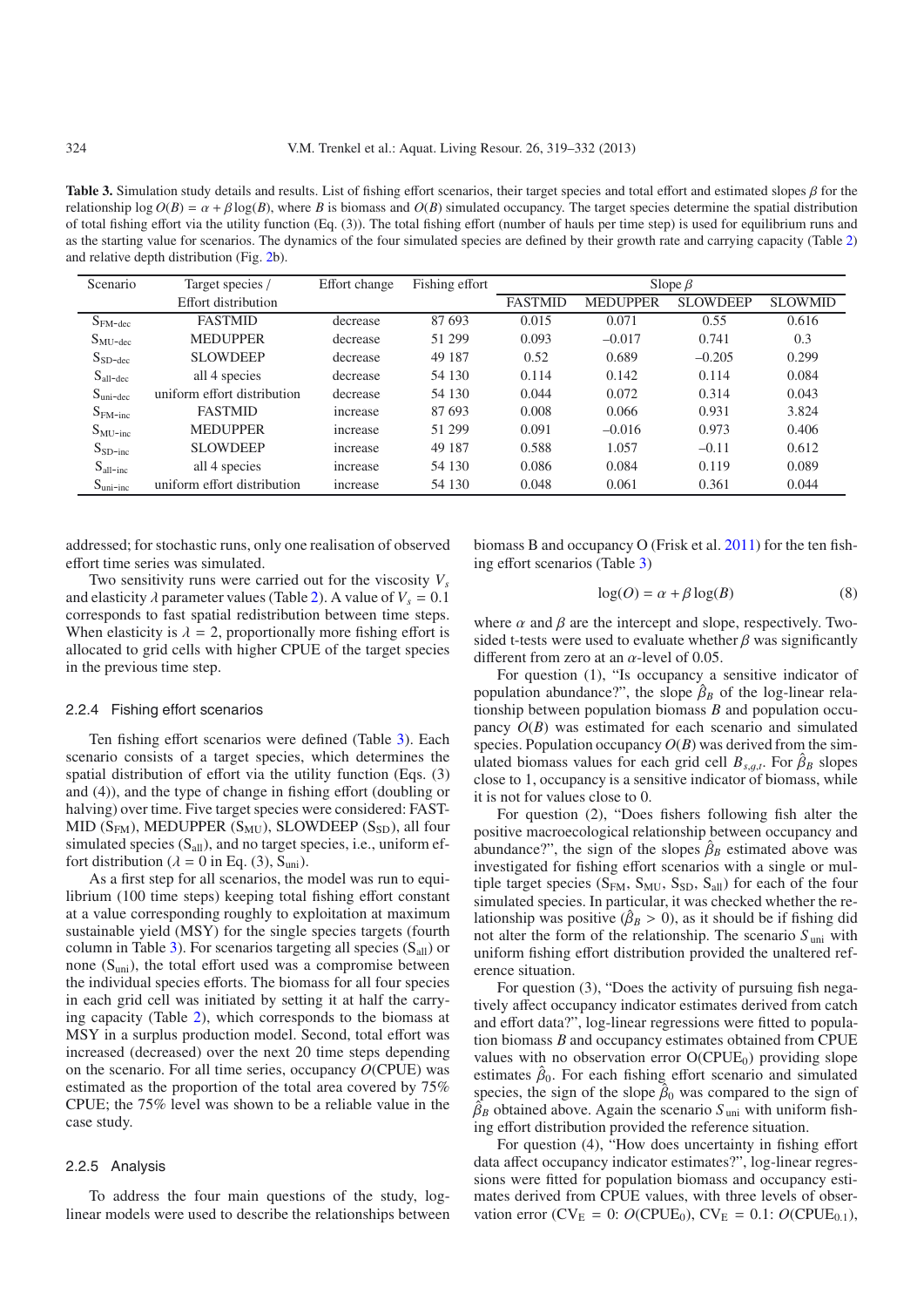**Table 3.** Simulation study details and results. List of fishing effort scenarios, their target species and total effort and estimated slopes $\beta$ for the relationship $\log O(B) = \alpha + \beta \log(B)$, where $B$ is biomass and $O(B)$ simulated occupancy. The target species determine the spatial distribution of total fishing effort via the utility function (Eq. (3)). The total fishing effort (number of hauls per time step) is used for equilibrium runs and as the starting value for scenarios. The dynamics of the four simulated species are defined by their growth rate and carrying capacity (Table 2) and relative depth distribution (Fig. 2b).

| Scenario | Target species / Effort distribution | Effort change | Fishing effort | Slope $\beta$ | | | |
|---|---|---|---|---|---|---|---|
| | | | | FASTMID | MEDUPPER | SLOWDEEP | SLOWMID |
| $S_{\text{FM-dec}}$ | FASTMID | decrease | 87 693 | 0.015 | 0.071 | 0.55 | 0.616 |
| $S_{\text{MU-dec}}$ | MEDUPPER | decrease | 51 299 | 0.093 | −0.017 | 0.741 | 0.3 |
| $S_{\text{SD-dec}}$ | SLOWDEEP | decrease | 49 187 | 0.52 | 0.689 | −0.205 | 0.299 |
| $S_{\text{all-dec}}$ | all 4 species | decrease | 54 130 | 0.114 | 0.142 | 0.114 | 0.084 |
| $S_{\text{uni-dec}}$ | uniform effort distribution | decrease | 54 130 | 0.044 | 0.072 | 0.314 | 0.043 |
| $S_{\text{FM-inc}}$ | FASTMID | increase | 87 693 | 0.008 | 0.066 | 0.931 | 3.824 |
| $S_{\text{MU-inc}}$ | MEDUPPER | increase | 51 299 | 0.091 | −0.016 | 0.973 | 0.406 |
| $S_{\text{SD-inc}}$ | SLOWDEEP | increase | 49 187 | 0.588 | 1.057 | −0.11 | 0.612 |
| $S_{\text{all-inc}}$ | all 4 species | increase | 54 130 | 0.086 | 0.084 | 0.119 | 0.089 |
| $S_{\text{uni-inc}}$ | uniform effort distribution | increase | 54 130 | 0.048 | 0.061 | 0.361 | 0.044 |

addressed; for stochastic runs, only one realisation of observed effort time series was simulated.

Two sensitivity runs were carried out for the viscosity $V_s$ and elasticity $\lambda$ parameter values (Table 2). A value of $V_s = 0.1$ corresponds to fast spatial redistribution between time steps. When elasticity is $\lambda = 2$, proportionally more fishing effort is allocated to grid cells with higher CPUE of the target species in the previous time step.

### 2.2.4 Fishing effort scenarios

Ten fishing effort scenarios were defined (Table 3). Each scenario consists of a target species, which determines the spatial distribution of effort via the utility function (Eqs. (3) and (4)), and the type of change in fishing effort (doubling or halving) over time. Five target species were considered: FASTMID ($S_{\text{FM}}$), MEDUPPER ($S_{\text{MU}}$), SLOWDEEP ($S_{\text{SD}}$), all four simulated species ($S_{\text{all}}$), and no target species, i.e., uniform effort distribution ($\lambda = 0$ in Eq. (3), $S_{\text{uni}}$).

As a first step for all scenarios, the model was run to equilibrium (100 time steps) keeping total fishing effort constant at a value corresponding roughly to exploitation at maximum sustainable yield (MSY) for the single species targets (fourth column in Table 3). For scenarios targeting all species ($S_{\text{all}}$) or none ($S_{\text{uni}}$), the total effort used was a compromise between the individual species efforts. The biomass for all four species in each grid cell was initiated by setting it at half the carrying capacity (Table 2), which corresponds to the biomass at MSY in a surplus production model. Second, total effort was increased (decreased) over the next 20 time steps depending on the scenario. For all time series, occupancy $O$(CPUE) was estimated as the proportion of the total area covered by 75% CPUE; the 75% level was shown to be a reliable value in the case study.

### 2.2.5 Analysis

To address the four main questions of the study, log-linear models were used to describe the relationships between biomass B and occupancy O (Frisk et al. 2011) for the ten fishing effort scenarios (Table 3)

$$\log(O) = \alpha + \beta \log(B) \tag{8}$$

where $\alpha$ and $\beta$ are the intercept and slope, respectively. Two-sided t-tests were used to evaluate whether $\beta$ was significantly different from zero at an $\alpha$-level of 0.05.

For question (1), "Is occupancy a sensitive indicator of population abundance?", the slope $\hat{\beta}_B$ of the log-linear relationship between population biomass $B$ and population occupancy $O(B)$ was estimated for each scenario and simulated species. Population occupancy $O(B)$ was derived from the simulated biomass values for each grid cell $B_{s,g,t}$. For $\hat{\beta}_B$ slopes close to 1, occupancy is a sensitive indicator of biomass, while it is not for values close to 0.

For question (2), "Does fishers following fish alter the positive macroecological relationship between occupancy and abundance?", the sign of the slopes $\hat{\beta}_B$ estimated above was investigated for fishing effort scenarios with a single or multiple target species ($S_{\text{FM}}$, $S_{\text{MU}}$, $S_{\text{SD}}$, $S_{\text{all}}$) for each of the four simulated species. In particular, it was checked whether the relationship was positive ($\hat{\beta}_B > 0$), as it should be if fishing did not alter the form of the relationship. The scenario $S_{\text{uni}}$ with uniform fishing effort distribution provided the unaltered reference situation.

For question (3), "Does the activity of pursuing fish negatively affect occupancy indicator estimates derived from catch and effort data?", log-linear regressions were fitted to population biomass $B$ and occupancy estimates obtained from CPUE values with no observation error O($\text{CPUE}_0$) providing slope estimates $\hat{\beta}_0$. For each fishing effort scenario and simulated species, the sign of the slope $\hat{\beta}_0$ was compared to the sign of $\hat{\beta}_B$ obtained above. Again the scenario $S_{\text{uni}}$ with uniform fishing effort distribution provided the reference situation.

For question (4), "How does uncertainty in fishing effort data affect occupancy indicator estimates?", log-linear regressions were fitted for population biomass and occupancy estimates derived from CPUE values, with three levels of observation error ($\text{CV}_\text{E} = 0$: $O(\text{CPUE}_0)$, $\text{CV}_\text{E} = 0.1$: $O(\text{CPUE}_{0.1})$,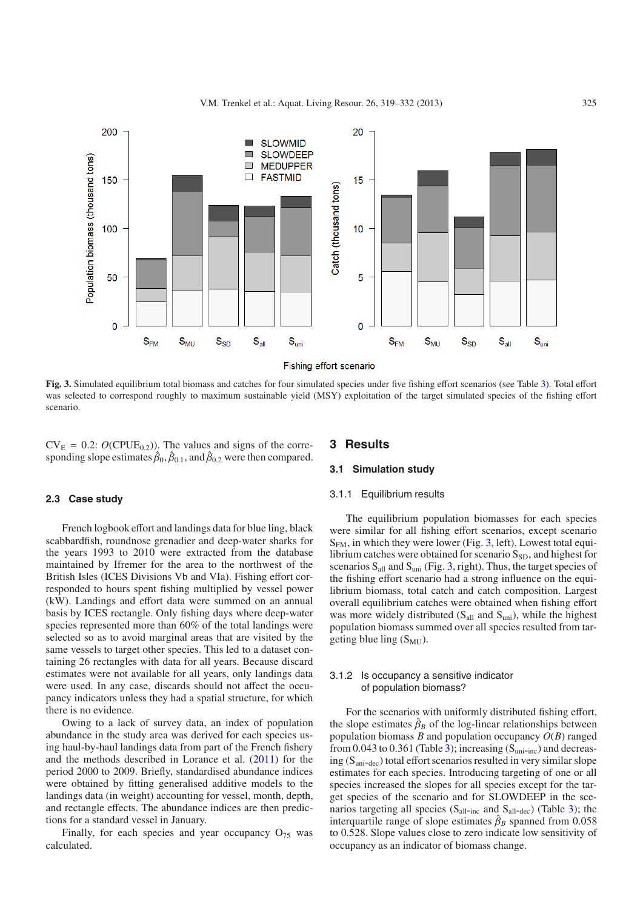Fig. 3. Simulated equilibrium total biomass and catches for four simulated species under five fishing effort scenarios (see Table 3). Total effort was selected to correspond roughly to maximum sustainable yield (MSY) exploitation of the target simulated species of the fishing effort scenario.

$CV_E = 0.2$: $O(CPUE_{0.2})$). The values and signs of the corresponding slope estimates $\hat{\beta}_0$, $\hat{\beta}_{0.1}$, and $\hat{\beta}_{0.2}$ were then compared.

### 2.3 Case study

French logbook effort and landings data for blue ling, black scabbardfish, roundnose grenadier and deep-water sharks for the years 1993 to 2010 were extracted from the database maintained by Ifremer for the area to the northwest of the British Isles (ICES Divisions Vb and VIa). Fishing effort corresponded to hours spent fishing multiplied by vessel power (kW). Landings and effort data were summed on an annual basis by ICES rectangle. Only fishing days where deep-water species represented more than 60% of the total landings were selected so as to avoid marginal areas that are visited by the same vessels to target other species. This led to a dataset containing 26 rectangles with data for all years. Because discard estimates were not available for all years, only landings data were used. In any case, discards should not affect the occupancy indicators unless they had a spatial structure, for which there is no evidence.

Owing to a lack of survey data, an index of population abundance in the study area was derived for each species using haul-by-haul landings data from part of the French fishery and the methods described in Lorance et al. (2011) for the period 2000 to 2009. Briefly, standardised abundance indices were obtained by fitting generalised additive models to the landings data (in weight) accounting for vessel, month, depth, and rectangle effects. The abundance indices are then predictions for a standard vessel in January.

Finally, for each species and year occupancy $O_{75}$ was calculated.

## 3 Results

### 3.1 Simulation study

#### 3.1.1 Equilibrium results

The equilibrium population biomasses for each species were similar for all fishing effort scenarios, except scenario $S_{FM}$, in which they were lower (Fig. 3, left). Lowest total equilibrium catches were obtained for scenario $S_{SD}$, and highest for scenarios $S_{all}$ and $S_{uni}$ (Fig. 3, right). Thus, the target species of the fishing effort scenario had a strong influence on the equilibrium biomass, total catch and catch composition. Largest overall equilibrium catches were obtained when fishing effort was more widely distributed ($S_{all}$ and $S_{uni}$), while the highest population biomass summed over all species resulted from targeting blue ling ($S_{MU}$).

#### 3.1.2 Is occupancy a sensitive indicator of population biomass?

For the scenarios with uniformly distributed fishing effort, the slope estimates $\hat{\beta}_B$ of the log-linear relationships between population biomass $B$ and population occupancy $O(B)$ ranged from 0.043 to 0.361 (Table 3); increasing ($S_{uni\text{-}inc}$) and decreasing ($S_{uni\text{-}dec}$) total effort scenarios resulted in very similar slope estimates for each species. Introducing targeting of one or all species increased the slopes for all species except for the target species of the scenario and for SLOWDEEP in the scenarios targeting all species ($S_{all\text{-}inc}$ and $S_{all\text{-}dec}$) (Table 3); the interquartile range of slope estimates $\hat{\beta}_B$ spanned from 0.058 to 0.528. Slope values close to zero indicate low sensitivity of occupancy as an indicator of biomass change.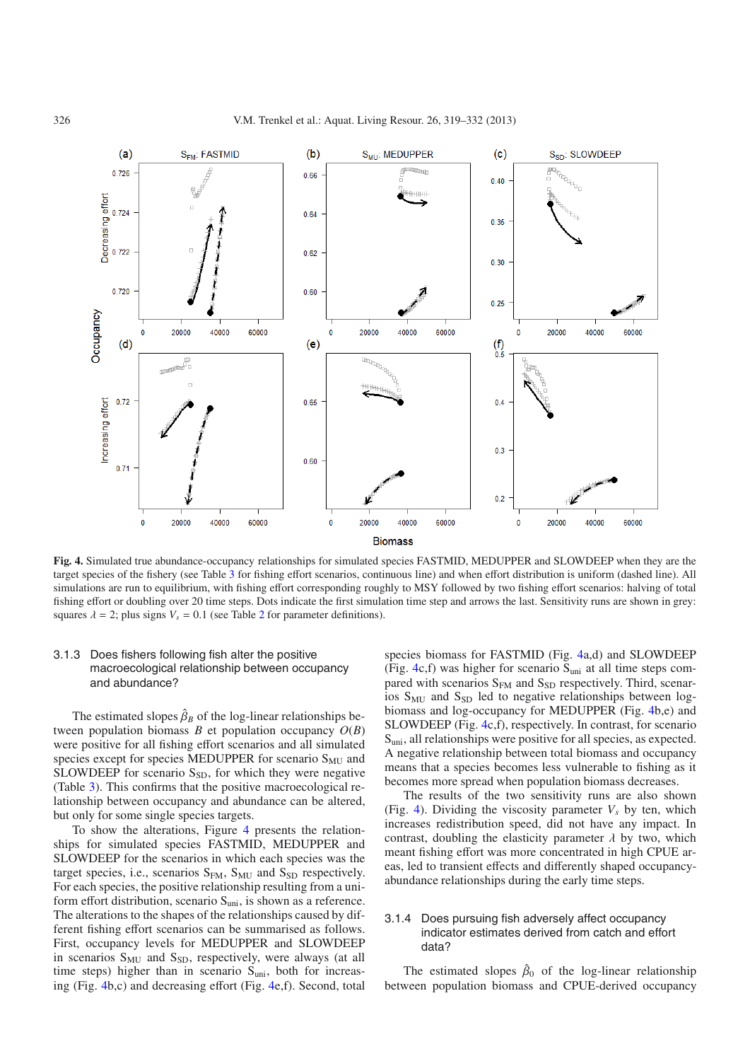**Fig. 4.** Simulated true abundance-occupancy relationships for simulated species FASTMID, MEDUPPER and SLOWDEEP when they are the target species of the fishery (see Table 3 for fishing effort scenarios, continuous line) and when effort distribution is uniform (dashed line). All simulations are run to equilibrium, with fishing effort corresponding roughly to MSY followed by two fishing effort scenarios: halving of total fishing effort or doubling over 20 time steps. Dots indicate the first simulation time step and arrows the last. Sensitivity runs are shown in grey: squares $\lambda = 2$; plus signs $V_s = 0.1$ (see Table 2 for parameter definitions).

### 3.1.3 Does fishers following fish alter the positive macroecological relationship between occupancy and abundance?

The estimated slopes $\hat{\beta}_B$ of the log-linear relationships between population biomass $B$ et population occupancy $O(B)$ were positive for all fishing effort scenarios and all simulated species except for species MEDUPPER for scenario $S_{MU}$ and SLOWDEEP for scenario $S_{SD}$, for which they were negative (Table 3). This confirms that the positive macroecological relationship between occupancy and abundance can be altered, but only for some single species targets.

To show the alterations, Figure 4 presents the relationships for simulated species FASTMID, MEDUPPER and SLOWDEEP for the scenarios in which each species was the target species, i.e., scenarios $S_{FM}$, $S_{MU}$ and $S_{SD}$ respectively. For each species, the positive relationship resulting from a uniform effort distribution, scenario $S_{uni}$, is shown as a reference. The alterations to the shapes of the relationships caused by different fishing effort scenarios can be summarised as follows. First, occupancy levels for MEDUPPER and SLOWDEEP in scenarios $S_{MU}$ and $S_{SD}$, respectively, were always (at all time steps) higher than in scenario $S_{uni}$, both for increasing (Fig. 4b,c) and decreasing effort (Fig. 4e,f). Second, total species biomass for FASTMID (Fig. 4a,d) and SLOWDEEP (Fig. 4c,f) was higher for scenario $S_{uni}$ at all time steps compared with scenarios $S_{FM}$ and $S_{SD}$ respectively. Third, scenarios $S_{MU}$ and $S_{SD}$ led to negative relationships between log-biomass and log-occupancy for MEDUPPER (Fig. 4b,e) and SLOWDEEP (Fig. 4c,f), respectively. In contrast, for scenario $S_{uni}$, all relationships were positive for all species, as expected. A negative relationship between total biomass and occupancy means that a species becomes less vulnerable to fishing as it becomes more spread when population biomass decreases.

The results of the two sensitivity runs are also shown (Fig. 4). Dividing the viscosity parameter $V_s$ by ten, which increases redistribution speed, did not have any impact. In contrast, doubling the elasticity parameter $\lambda$ by two, which meant fishing effort was more concentrated in high CPUE areas, led to transient effects and differently shaped occupancy-abundance relationships during the early time steps.

### 3.1.4 Does pursuing fish adversely affect occupancy indicator estimates derived from catch and effort data?

The estimated slopes $\hat{\beta}_0$ of the log-linear relationship between population biomass and CPUE-derived occupancy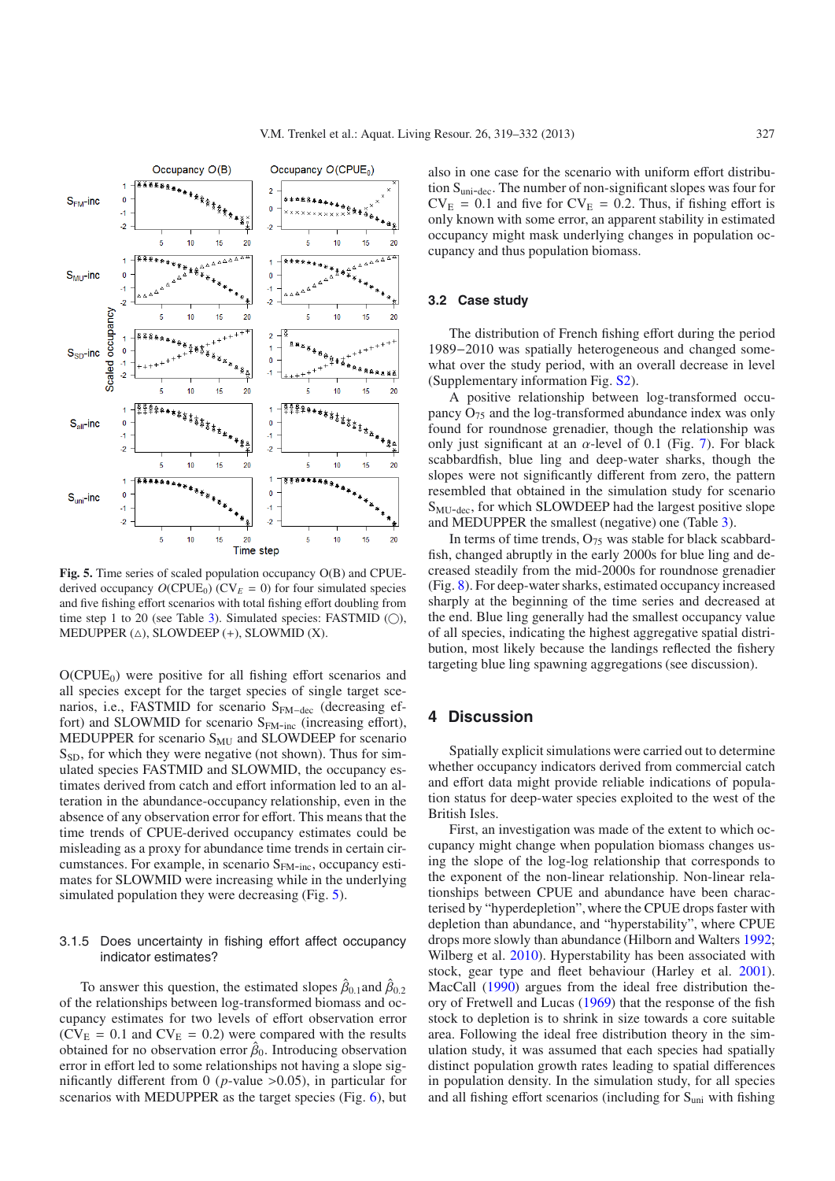**Fig. 5.** Time series of scaled population occupancy O(B) and CPUE-derived occupancy $O(\text{CPUE}_0)$ ($CV_E = 0$) for four simulated species and five fishing effort scenarios with total fishing effort doubling from time step 1 to 20 (see Table 3). Simulated species: FASTMID (◯), MEDUPPER (△), SLOWDEEP (+), SLOWMID (X).

$O(\text{CPUE}_0)$ were positive for all fishing effort scenarios and all species except for the target species of single target scenarios, i.e., FASTMID for scenario $S_{\text{FM-dec}}$ (decreasing effort) and SLOWMID for scenario $S_{\text{FM-inc}}$ (increasing effort), MEDUPPER for scenario $S_{\text{MU}}$ and SLOWDEEP for scenario $S_{\text{SD}}$, for which they were negative (not shown). Thus for simulated species FASTMID and SLOWMID, the occupancy estimates derived from catch and effort information led to an alteration in the abundance-occupancy relationship, even in the absence of any observation error for effort. This means that the time trends of CPUE-derived occupancy estimates could be misleading as a proxy for abundance time trends in certain circumstances. For example, in scenario $S_{\text{FM-inc}}$, occupancy estimates for SLOWMID were increasing while in the underlying simulated population they were decreasing (Fig. 5).

### 3.1.5 Does uncertainty in fishing effort affect occupancy indicator estimates?

To answer this question, the estimated slopes $\hat{\beta}_{0.1}$ and $\hat{\beta}_{0.2}$ of the relationships between log-transformed biomass and occupancy estimates for two levels of effort observation error ($CV_E = 0.1$ and $CV_E = 0.2$) were compared with the results obtained for no observation error $\hat{\beta}_0$. Introducing observation error in effort led to some relationships not having a slope significantly different from 0 ($p$-value $>0.05$), in particular for scenarios with MEDUPPER as the target species (Fig. 6), but also in one case for the scenario with uniform effort distribution $S_{\text{uni-dec}}$. The number of non-significant slopes was four for $CV_E = 0.1$ and five for $CV_E = 0.2$. Thus, if fishing effort is only known with some error, an apparent stability in estimated occupancy might mask underlying changes in population occupancy and thus population biomass.

## 3.2 Case study

The distribution of French fishing effort during the period 1989–2010 was spatially heterogeneous and changed somewhat over the study period, with an overall decrease in level (Supplementary information Fig. S2).

A positive relationship between log-transformed occupancy $O_{75}$ and the log-transformed abundance index was only found for roundnose grenadier, though the relationship was only just significant at an $\alpha$-level of 0.1 (Fig. 7). For black scabbardfish, blue ling and deep-water sharks, though the slopes were not significantly different from zero, the pattern resembled that obtained in the simulation study for scenario $S_{\text{MU-dec}}$, for which SLOWDEEP had the largest positive slope and MEDUPPER the smallest (negative) one (Table 3).

In terms of time trends, $O_{75}$ was stable for black scabbardfish, changed abruptly in the early 2000s for blue ling and decreased steadily from the mid-2000s for roundnose grenadier (Fig. 8). For deep-water sharks, estimated occupancy increased sharply at the beginning of the time series and decreased at the end. Blue ling generally had the smallest occupancy value of all species, indicating the highest aggregative spatial distribution, most likely because the landings reflected the fishery targeting blue ling spawning aggregations (see discussion).

# 4 Discussion

Spatially explicit simulations were carried out to determine whether occupancy indicators derived from commercial catch and effort data might provide reliable indications of population status for deep-water species exploited to the west of the British Isles.

First, an investigation was made of the extent to which occupancy might change when population biomass changes using the slope of the log-log relationship that corresponds to the exponent of the non-linear relationship. Non-linear relationships between CPUE and abundance have been characterised by "hyperdepletion", where the CPUE drops faster with depletion than abundance, and "hyperstability", where CPUE drops more slowly than abundance (Hilborn and Walters 1992; Wilberg et al. 2010). Hyperstability has been associated with stock, gear type and fleet behaviour (Harley et al. 2001). MacCall (1990) argues from the ideal free distribution theory of Fretwell and Lucas (1969) that the response of the fish stock to depletion is to shrink in size towards a core suitable area. Following the ideal free distribution theory in the simulation study, it was assumed that each species had spatially distinct population growth rates leading to spatial differences in population density. In the simulation study, for all species and all fishing effort scenarios (including for $S_{\text{uni}}$ with fishing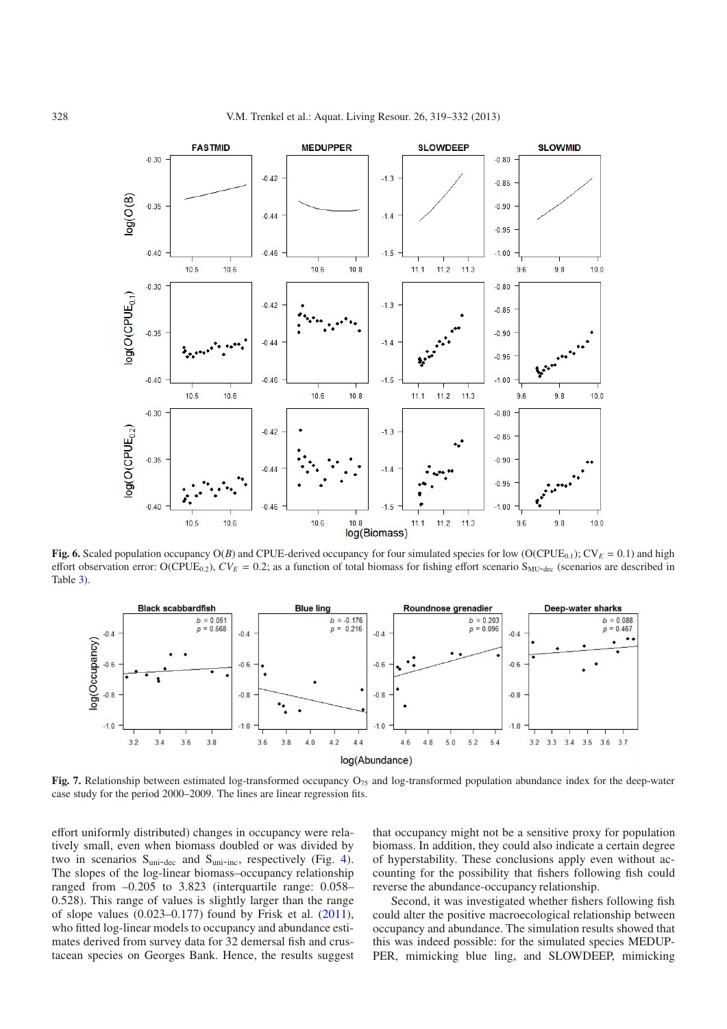**Fig. 6.** Scaled population occupancy O($B$) and CPUE-derived occupancy for four simulated species for low (O(CPUE$_{0.1}$); $CV_E$ = 0.1) and high effort observation error: O(CPUE$_{0.2}$), $CV_E$ = 0.2; as a function of total biomass for fishing effort scenario S$_{\text{MU-dec}}$ (scenarios are described in Table 3).

**Fig. 7.** Relationship between estimated log-transformed occupancy O$_{75}$ and log-transformed population abundance index for the deep-water case study for the period 2000–2009. The lines are linear regression fits.

effort uniformly distributed) changes in occupancy were relatively small, even when biomass doubled or was divided by two in scenarios S$_{\text{uni-dec}}$ and S$_{\text{uni-inc}}$, respectively (Fig. 4). The slopes of the log-linear biomass–occupancy relationship ranged from –0.205 to 3.823 (interquartile range: 0.058–0.528). This range of values is slightly larger than the range of slope values (0.023–0.177) found by Frisk et al. (2011), who fitted log-linear models to occupancy and abundance estimates derived from survey data for 32 demersal fish and crustacean species on Georges Bank. Hence, the results suggest that occupancy might not be a sensitive proxy for population biomass. In addition, they could also indicate a certain degree of hyperstability. These conclusions apply even without accounting for the possibility that fishers following fish could reverse the abundance-occupancy relationship.

Second, it was investigated whether fishers following fish could alter the positive macroecological relationship between occupancy and abundance. The simulation results showed that this was indeed possible: for the simulated species MEDUPPER, mimicking blue ling, and SLOWDEEP, mimicking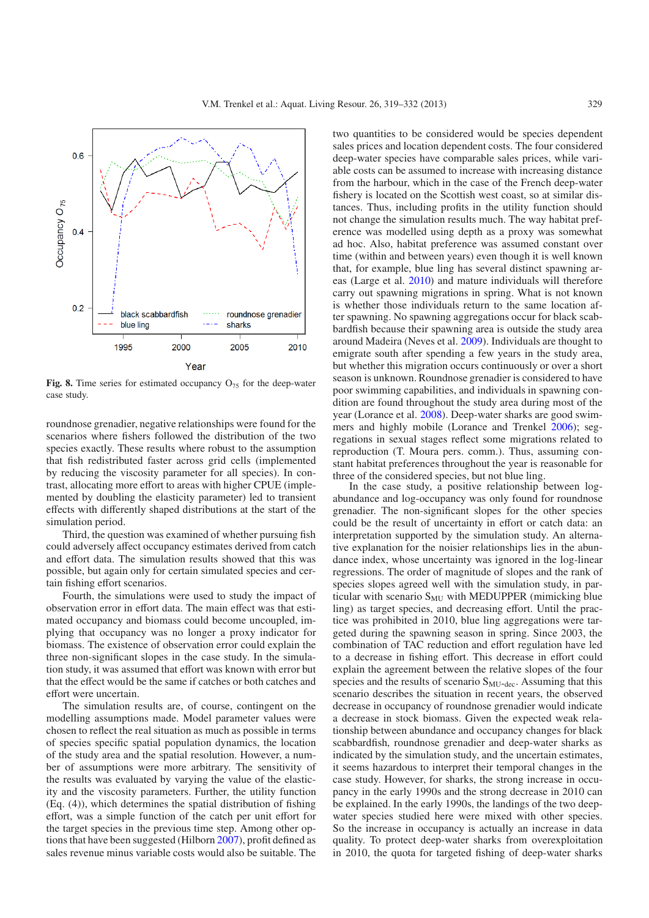Occupancy $O_{75}$

0.6

0.4

0.2

1995

2000

2005

2010

Year

black scabbardfish

blue ling

roundnose grenadier

sharks

**Fig. 8.** Time series for estimated occupancy $O_{75}$ for the deep-water case study.

roundnose grenadier, negative relationships were found for the scenarios where fishers followed the distribution of the two species exactly. These results where robust to the assumption that fish redistributed faster across grid cells (implemented by reducing the viscosity parameter for all species). In contrast, allocating more effort to areas with higher CPUE (implemented by doubling the elasticity parameter) led to transient effects with differently shaped distributions at the start of the simulation period.

Third, the question was examined of whether pursuing fish could adversely affect occupancy estimates derived from catch and effort data. The simulation results showed that this was possible, but again only for certain simulated species and certain fishing effort scenarios.

Fourth, the simulations were used to study the impact of observation error in effort data. The main effect was that estimated occupancy and biomass could become uncoupled, implying that occupancy was no longer a proxy indicator for biomass. The existence of observation error could explain the three non-significant slopes in the case study. In the simulation study, it was assumed that effort was known with error but that the effect would be the same if catches or both catches and effort were uncertain.

The simulation results are, of course, contingent on the modelling assumptions made. Model parameter values were chosen to reflect the real situation as much as possible in terms of species specific spatial population dynamics, the location of the study area and the spatial resolution. However, a number of assumptions were more arbitrary. The sensitivity of the results was evaluated by varying the value of the elasticity and the viscosity parameters. Further, the utility function (Eq. (4)), which determines the spatial distribution of fishing effort, was a simple function of the catch per unit effort for the target species in the previous time step. Among other options that have been suggested (Hilborn 2007), profit defined as sales revenue minus variable costs would also be suitable. The two quantities to be considered would be species dependent sales prices and location dependent costs. The four considered deep-water species have comparable sales prices, while variable costs can be assumed to increase with increasing distance from the harbour, which in the case of the French deep-water fishery is located on the Scottish west coast, so at similar distances. Thus, including profits in the utility function should not change the simulation results much. The way habitat preference was modelled using depth as a proxy was somewhat ad hoc. Also, habitat preference was assumed constant over time (within and between years) even though it is well known that, for example, blue ling has several distinct spawning areas (Large et al. 2010) and mature individuals will therefore carry out spawning migrations in spring. What is not known is whether those individuals return to the same location after spawning. No spawning aggregations occur for black scabbardfish because their spawning area is outside the study area around Madeira (Neves et al. 2009). Individuals are thought to emigrate south after spending a few years in the study area, but whether this migration occurs continuously or over a short season is unknown. Roundnose grenadier is considered to have poor swimming capabilities, and individuals in spawning condition are found throughout the study area during most of the year (Lorance et al. 2008). Deep-water sharks are good swimmers and highly mobile (Lorance and Trenkel 2006); segregations in sexual stages reflect some migrations related to reproduction (T. Moura pers. comm.). Thus, assuming constant habitat preferences throughout the year is reasonable for three of the considered species, but not blue ling.

In the case study, a positive relationship between log-abundance and log-occupancy was only found for roundnose grenadier. The non-significant slopes for the other species could be the result of uncertainty in effort or catch data: an interpretation supported by the simulation study. An alternative explanation for the noisier relationships lies in the abundance index, whose uncertainty was ignored in the log-linear regressions. The order of magnitude of slopes and the rank of species slopes agreed well with the simulation study, in particular with scenario $S_{MU}$ with MEDUPPER (mimicking blue ling) as target species, and decreasing effort. Until the practice was prohibited in 2010, blue ling aggregations were targeted during the spawning season in spring. Since 2003, the combination of TAC reduction and effort regulation have led to a decrease in fishing effort. This decrease in effort could explain the agreement between the relative slopes of the four species and the results of scenario $S_{MU\text{-}dec}$. Assuming that this scenario describes the situation in recent years, the observed decrease in occupancy of roundnose grenadier would indicate a decrease in stock biomass. Given the expected weak relationship between abundance and occupancy changes for black scabbardfish, roundnose grenadier and deep-water sharks as indicated by the simulation study, and the uncertain estimates, it seems hazardous to interpret their temporal changes in the case study. However, for sharks, the strong increase in occupancy in the early 1990s and the strong decrease in 2010 can be explained. In the early 1990s, the landings of the two deep-water species studied here were mixed with other species. So the increase in occupancy is actually an increase in data quality. To protect deep-water sharks from overexploitation in 2010, the quota for targeted fishing of deep-water sharks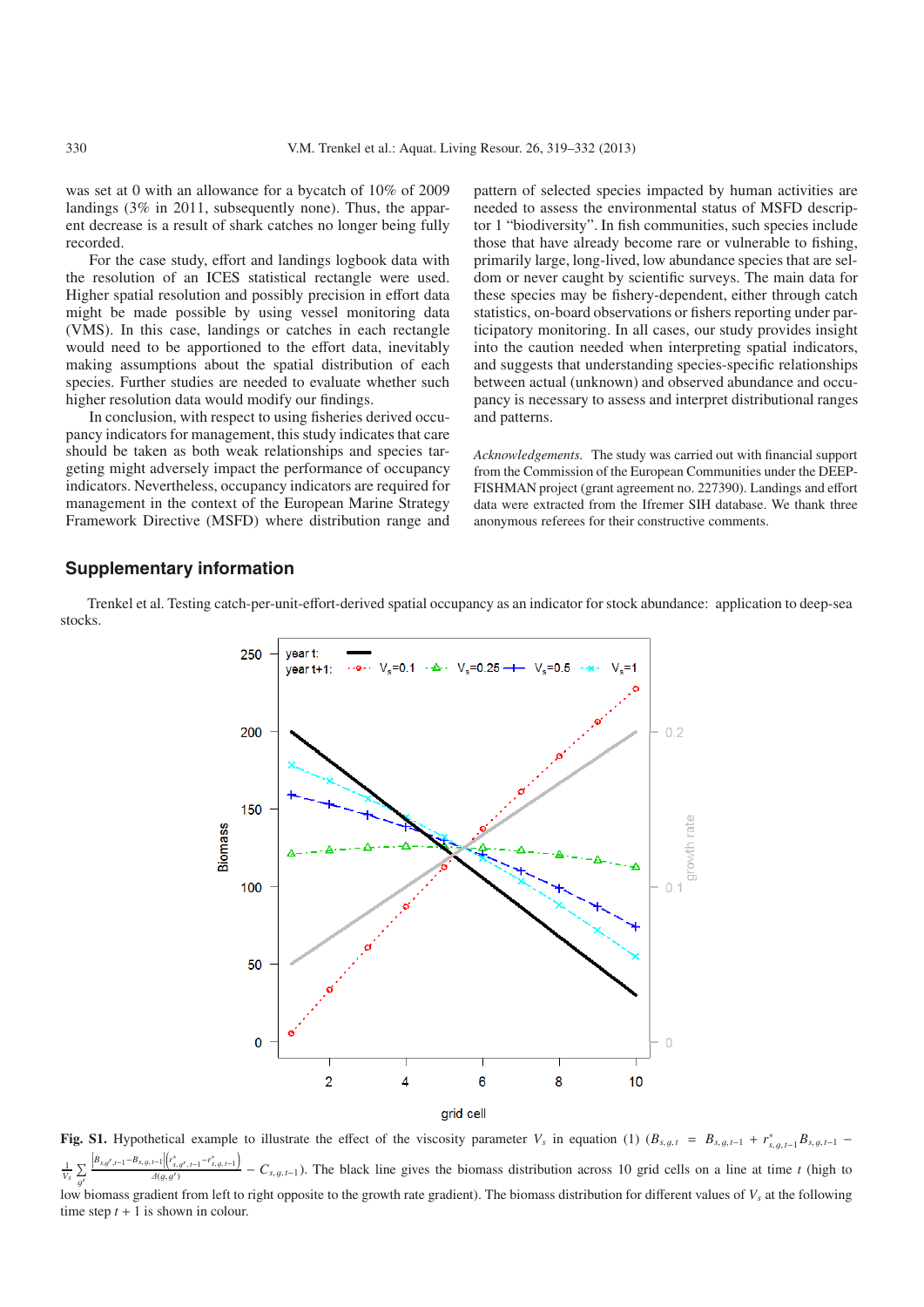was set at 0 with an allowance for a bycatch of 10% of 2009 landings (3% in 2011, subsequently none). Thus, the apparent decrease is a result of shark catches no longer being fully recorded.

For the case study, effort and landings logbook data with the resolution of an ICES statistical rectangle were used. Higher spatial resolution and possibly precision in effort data might be made possible by using vessel monitoring data (VMS). In this case, landings or catches in each rectangle would need to be apportioned to the effort data, inevitably making assumptions about the spatial distribution of each species. Further studies are needed to evaluate whether such higher resolution data would modify our findings.

In conclusion, with respect to using fisheries derived occupancy indicators for management, this study indicates that care should be taken as both weak relationships and species targeting might adversely impact the performance of occupancy indicators. Nevertheless, occupancy indicators are required for management in the context of the European Marine Strategy Framework Directive (MSFD) where distribution range and pattern of selected species impacted by human activities are needed to assess the environmental status of MSFD descriptor 1 "biodiversity". In fish communities, such species include those that have already become rare or vulnerable to fishing, primarily large, long-lived, low abundance species that are seldom or never caught by scientific surveys. The main data for these species may be fishery-dependent, either through catch statistics, on-board observations or fishers reporting under participatory monitoring. In all cases, our study provides insight into the caution needed when interpreting spatial indicators, and suggests that understanding species-specific relationships between actual (unknown) and observed abundance and occupancy is necessary to assess and interpret distributional ranges and patterns.

*Acknowledgements.* The study was carried out with financial support from the Commission of the European Communities under the DEEP-FISHMAN project (grant agreement no. 227390). Landings and effort data were extracted from the Ifremer SIH database. We thank three anonymous referees for their constructive comments.

## Supplementary information

Trenkel et al. Testing catch-per-unit-effort-derived spatial occupancy as an indicator for stock abundance: application to deep-sea stocks.

year t:
year t+1: $V_s$=0.1 $V_s$=0.25 $V_s$=0.5 $V_s$=1
Biomass
0 50 100 150 200 250
growth rate
0 0.1 0.2
grid cell
2 4 6 8 10

**Fig. S1.** Hypothetical example to illustrate the effect of the viscosity parameter $V_s$ in equation (1) ($B_{s,g,t} = B_{s,g,t-1} + r^*_{s,g,t-1} B_{s,g,t-1} - \frac{1}{V_s} \sum_{g'} \frac{|B_{s,g',t-1} - B_{s,g,t-1}| \left(r^*_{s,g',t-1} - r^*_{s,g,t-1}\right)}{\Delta(g,g')} - C_{s,g,t-1}$). The black line gives the biomass distribution across 10 grid cells on a line at time $t$ (high to low biomass gradient from left to right opposite to the growth rate gradient). The biomass distribution for different values of $V_s$ at the following time step $t+1$ is shown in colour.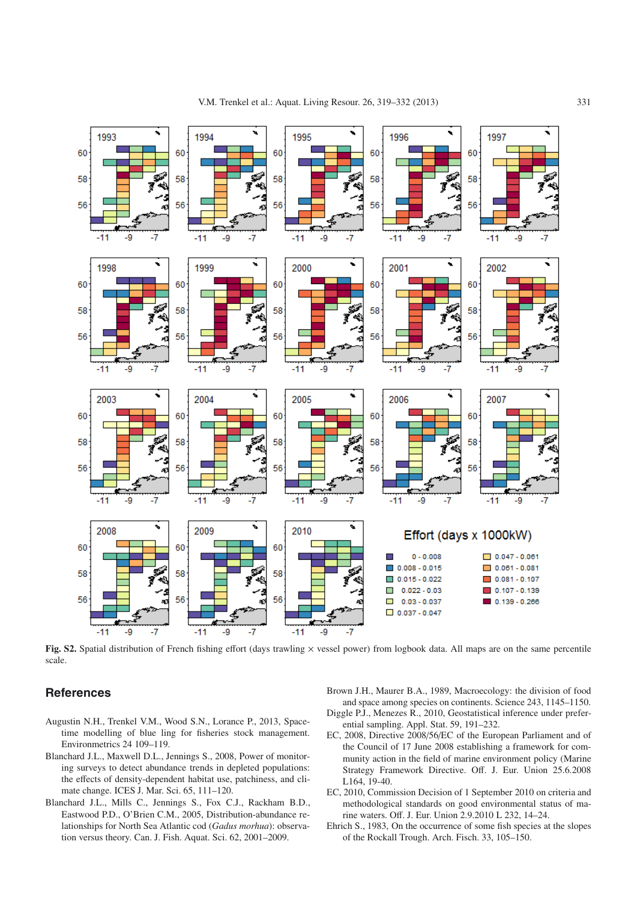**Fig. S2.** Spatial distribution of French fishing effort (days trawling × vessel power) from logbook data. All maps are on the same percentile scale.

## References

Augustin N.H., Trenkel V.M., Wood S.N., Lorance P., 2013, Space-time modelling of blue ling for fisheries stock management. Environmetrics 24 109–119.

Blanchard J.L., Maxwell D.L., Jennings S., 2008, Power of monitoring surveys to detect abundance trends in depleted populations: the effects of density-dependent habitat use, patchiness, and climate change. ICES J. Mar. Sci. 65, 111–120.

Blanchard J.L., Mills C., Jennings S., Fox C.J., Rackham B.D., Eastwood P.D., O'Brien C.M., 2005, Distribution-abundance relationships for North Sea Atlantic cod (*Gadus morhua*): observation versus theory. Can. J. Fish. Aquat. Sci. 62, 2001–2009.

Brown J.H., Maurer B.A., 1989, Macroecology: the division of food and space among species on continents. Science 243, 1145–1150.

Diggle P.J., Menezes R., 2010, Geostatistical inference under preferential sampling. Appl. Stat. 59, 191–232.

EC, 2008, Directive 2008/56/EC of the European Parliament and of the Council of 17 June 2008 establishing a framework for community action in the field of marine environment policy (Marine Strategy Framework Directive. Off. J. Eur. Union 25.6.2008 L164, 19-40.

EC, 2010, Commission Decision of 1 September 2010 on criteria and methodological standards on good environmental status of marine waters. Off. J. Eur. Union 2.9.2010 L 232, 14–24.

Ehrich S., 1983, On the occurrence of some fish species at the slopes of the Rockall Trough. Arch. Fisch. 33, 105–150.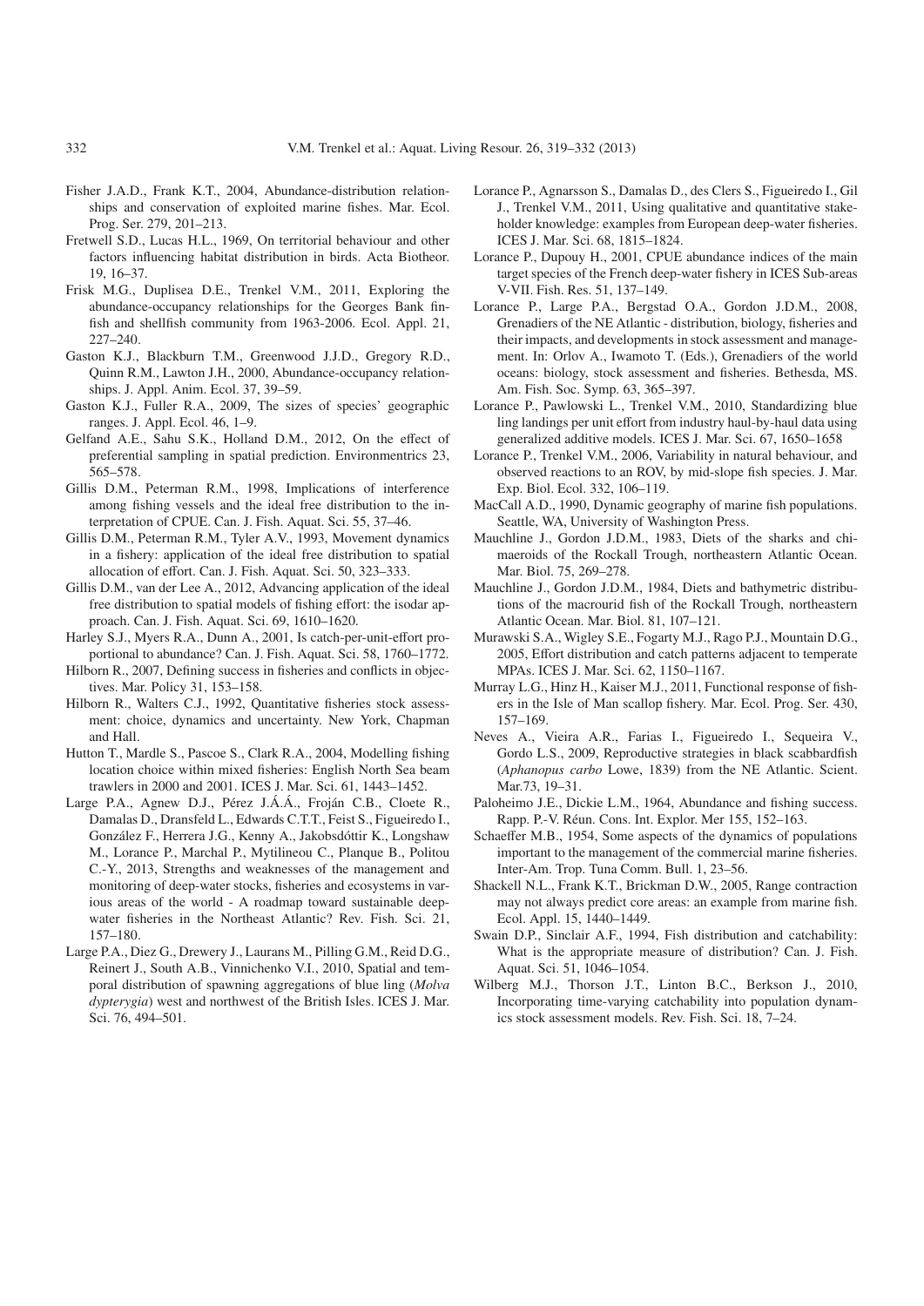Fisher J.A.D., Frank K.T., 2004, Abundance-distribution relationships and conservation of exploited marine fishes. Mar. Ecol. Prog. Ser. 279, 201–213.

Fretwell S.D., Lucas H.L., 1969, On territorial behaviour and other factors influencing habitat distribution in birds. Acta Biotheor. 19, 16–37.

Frisk M.G., Duplisea D.E., Trenkel V.M., 2011, Exploring the abundance-occupancy relationships for the Georges Bank finfish and shellfish community from 1963-2006. Ecol. Appl. 21, 227–240.

Gaston K.J., Blackburn T.M., Greenwood J.J.D., Gregory R.D., Quinn R.M., Lawton J.H., 2000, Abundance-occupancy relationships. J. Appl. Anim. Ecol. 37, 39–59.

Gaston K.J., Fuller R.A., 2009, The sizes of species' geographic ranges. J. Appl. Ecol. 46, 1–9.

Gelfand A.E., Sahu S.K., Holland D.M., 2012, On the effect of preferential sampling in spatial prediction. Environmentrics 23, 565–578.

Gillis D.M., Peterman R.M., 1998, Implications of interference among fishing vessels and the ideal free distribution to the interpretation of CPUE. Can. J. Fish. Aquat. Sci. 55, 37–46.

Gillis D.M., Peterman R.M., Tyler A.V., 1993, Movement dynamics in a fishery: application of the ideal free distribution to spatial allocation of effort. Can. J. Fish. Aquat. Sci. 50, 323–333.

Gillis D.M., van der Lee A., 2012, Advancing application of the ideal free distribution to spatial models of fishing effort: the isodar approach. Can. J. Fish. Aquat. Sci. 69, 1610–1620.

Harley S.J., Myers R.A., Dunn A., 2001, Is catch-per-unit-effort proportional to abundance? Can. J. Fish. Aquat. Sci. 58, 1760–1772.

Hilborn R., 2007, Defining success in fisheries and conflicts in objectives. Mar. Policy 31, 153–158.

Hilborn R., Walters C.J., 1992, Quantitative fisheries stock assessment: choice, dynamics and uncertainty. New York, Chapman and Hall.

Hutton T., Mardle S., Pascoe S., Clark R.A., 2004, Modelling fishing location choice within mixed fisheries: English North Sea beam trawlers in 2000 and 2001. ICES J. Mar. Sci. 61, 1443–1452.

Large P.A., Agnew D.J., Pérez J.Á.Á., Froján C.B., Cloete R., Damalas D., Dransfeld L., Edwards C.T.T., Feist S., Figueiredo I., González F., Herrera J.G., Kenny A., Jakobsdóttir K., Longshaw M., Lorance P., Marchal P., Mytilineou C., Planque B., Politou C.-Y., 2013, Strengths and weaknesses of the management and monitoring of deep-water stocks, fisheries and ecosystems in various areas of the world - A roadmap toward sustainable deep-water fisheries in the Northeast Atlantic? Rev. Fish. Sci. 21, 157–180.

Large P.A., Diez G., Drewery J., Laurans M., Pilling G.M., Reid D.G., Reinert J., South A.B., Vinnichenko V.I., 2010, Spatial and temporal distribution of spawning aggregations of blue ling (*Molva dypterygia*) west and northwest of the British Isles. ICES J. Mar. Sci. 76, 494–501.

Lorance P., Agnarsson S., Damalas D., des Clers S., Figueiredo I., Gil J., Trenkel V.M., 2011, Using qualitative and quantitative stakeholder knowledge: examples from European deep-water fisheries. ICES J. Mar. Sci. 68, 1815–1824.

Lorance P., Dupouy H., 2001, CPUE abundance indices of the main target species of the French deep-water fishery in ICES Sub-areas V-VII. Fish. Res. 51, 137–149.

Lorance P., Large P.A., Bergstad O.A., Gordon J.D.M., 2008, Grenadiers of the NE Atlantic - distribution, biology, fisheries and their impacts, and developments in stock assessment and management. In: Orlov A., Iwamoto T. (Eds.), Grenadiers of the world oceans: biology, stock assessment and fisheries. Bethesda, MS. Am. Fish. Soc. Symp. 63, 365–397.

Lorance P., Pawlowski L., Trenkel V.M., 2010, Standardizing blue ling landings per unit effort from industry haul-by-haul data using generalized additive models. ICES J. Mar. Sci. 67, 1650–1658

Lorance P., Trenkel V.M., 2006, Variability in natural behaviour, and observed reactions to an ROV, by mid-slope fish species. J. Mar. Exp. Biol. Ecol. 332, 106–119.

MacCall A.D., 1990, Dynamic geography of marine fish populations. Seattle, WA, University of Washington Press.

Mauchline J., Gordon J.D.M., 1983, Diets of the sharks and chimaeroids of the Rockall Trough, northeastern Atlantic Ocean. Mar. Biol. 75, 269–278.

Mauchline J., Gordon J.D.M., 1984, Diets and bathymetric distributions of the macrourid fish of the Rockall Trough, northeastern Atlantic Ocean. Mar. Biol. 81, 107–121.

Murawski S.A., Wigley S.E., Fogarty M.J., Rago P.J., Mountain D.G., 2005, Effort distribution and catch patterns adjacent to temperate MPAs. ICES J. Mar. Sci. 62, 1150–1167.

Murray L.G., Hinz H., Kaiser M.J., 2011, Functional response of fishers in the Isle of Man scallop fishery. Mar. Ecol. Prog. Ser. 430, 157–169.

Neves A., Vieira A.R., Farias I., Figueiredo I., Sequeira V., Gordo L.S., 2009, Reproductive strategies in black scabbardfish (*Aphanopus carbo* Lowe, 1839) from the NE Atlantic. Scient. Mar.73, 19–31.

Paloheimo J.E., Dickie L.M., 1964, Abundance and fishing success. Rapp. P.-V. Réun. Cons. Int. Explor. Mer 155, 152–163.

Schaeffer M.B., 1954, Some aspects of the dynamics of populations important to the management of the commercial marine fisheries. Inter-Am. Trop. Tuna Comm. Bull. 1, 23–56.

Shackell N.L., Frank K.T., Brickman D.W., 2005, Range contraction may not always predict core areas: an example from marine fish. Ecol. Appl. 15, 1440–1449.

Swain D.P., Sinclair A.F., 1994, Fish distribution and catchability: What is the appropriate measure of distribution? Can. J. Fish. Aquat. Sci. 51, 1046–1054.

Wilberg M.J., Thorson J.T., Linton B.C., Berkson J., 2010, Incorporating time-varying catchability into population dynamics stock assessment models. Rev. Fish. Sci. 18, 7–24.